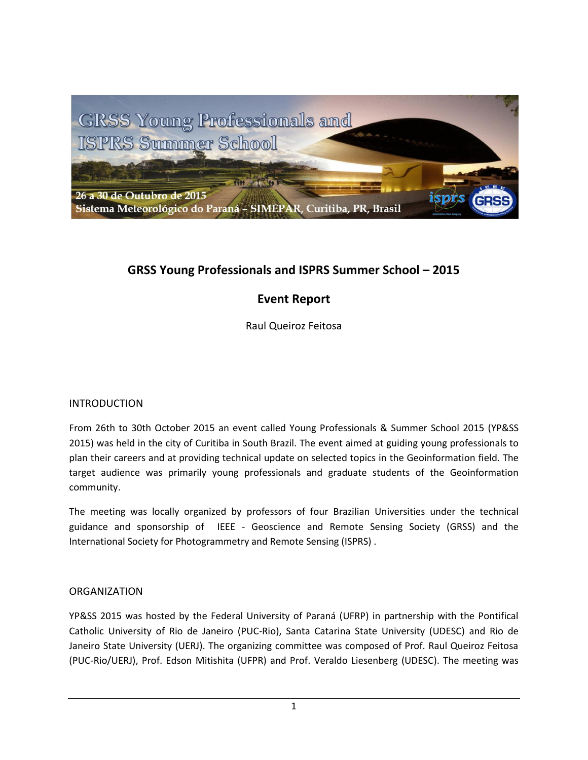# GRSS Young Professionals and ISPRS Summer School – 2015

## Event Report

Raul Queiroz Feitosa

## INTRODUCTION

From 26th to 30th October 2015 an event called Young Professionals & Summer School 2015 (YP&SS 2015) was held in the city of Curitiba in South Brazil. The event aimed at guiding young professionals to plan their careers and at providing technical update on selected topics in the Geoinformation field. The target audience was primarily young professionals and graduate students of the Geoinformation community.

The meeting was locally organized by professors of four Brazilian Universities under the technical guidance and sponsorship of IEEE - Geoscience and Remote Sensing Society (GRSS) and the International Society for Photogrammetry and Remote Sensing (ISPRS) .

## ORGANIZATION

YP&SS 2015 was hosted by the Federal University of Paraná (UFRP) in partnership with the Pontifical Catholic University of Rio de Janeiro (PUC-Rio), Santa Catarina State University (UDESC) and Rio de Janeiro State University (UERJ). The organizing committee was composed of Prof. Raul Queiroz Feitosa (PUC-Rio/UERJ), Prof. Edson Mitishita (UFPR) and Prof. Veraldo Liesenberg (UDESC). The meeting was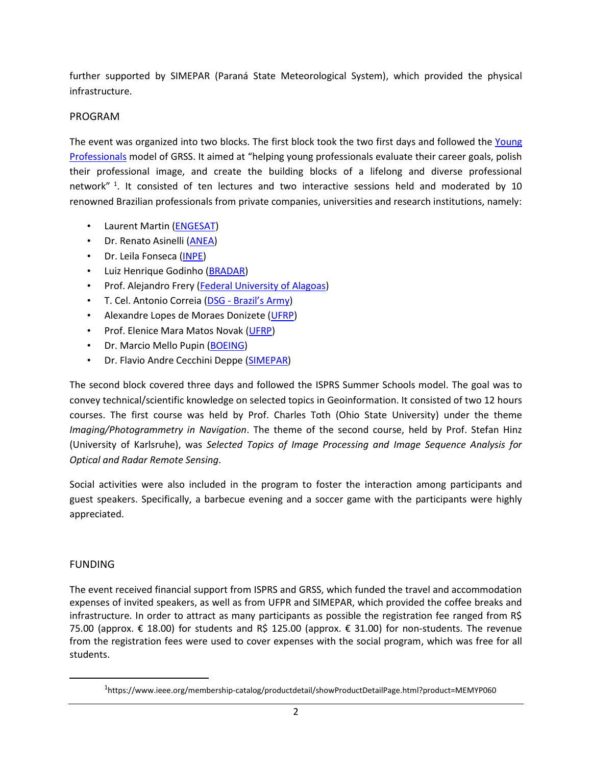further supported by SIMEPAR (Paraná State Meteorological System), which provided the physical infrastructure.

## PROGRAM

The event was organized into two blocks. The first block took the two first days and followed the Young Professionals model of GRSS. It aimed at "helping young professionals evaluate their career goals, polish their professional image, and create the building blocks of a lifelong and diverse professional network" [1]. It consisted of ten lectures and two interactive sessions held and moderated by 10 renowned Brazilian professionals from private companies, universities and research institutions, namely:

- Laurent Martin (ENGESAT)
- Dr. Renato Asinelli (ANEA)
- Dr. Leila Fonseca (INPE)
- Luiz Henrique Godinho (BRADAR)
- Prof. Alejandro Frery (Federal University of Alagoas)
- T. Cel. Antonio Correia (DSG - Brazil's Army)
- Alexandre Lopes de Moraes Donizete (UFRP)
- Prof. Elenice Mara Matos Novak (UFRP)
- Dr. Marcio Mello Pupin (BOEING)
- Dr. Flavio Andre Cecchini Deppe (SIMEPAR)

The second block covered three days and followed the ISPRS Summer Schools model. The goal was to convey technical/scientific knowledge on selected topics in Geoinformation. It consisted of two 12 hours courses. The first course was held by Prof. Charles Toth (Ohio State University) under the theme *Imaging/Photogrammetry in Navigation*. The theme of the second course, held by Prof. Stefan Hinz (University of Karlsruhe), was *Selected Topics of Image Processing and Image Sequence Analysis for Optical and Radar Remote Sensing*.

Social activities were also included in the program to foster the interaction among participants and guest speakers. Specifically, a barbecue evening and a soccer game with the participants were highly appreciated.

## FUNDING

The event received financial support from ISPRS and GRSS, which funded the travel and accommodation expenses of invited speakers, as well as from UFPR and SIMEPAR, which provided the coffee breaks and infrastructure. In order to attract as many participants as possible the registration fee ranged from R$ 75.00 (approx. € 18.00) for students and R$ 125.00 (approx. € 31.00) for non-students. The revenue from the registration fees were used to cover expenses with the social program, which was free for all students.

---

[1] https://www.ieee.org/membership-catalog/productdetail/showProductDetailPage.html?product=MEMYP060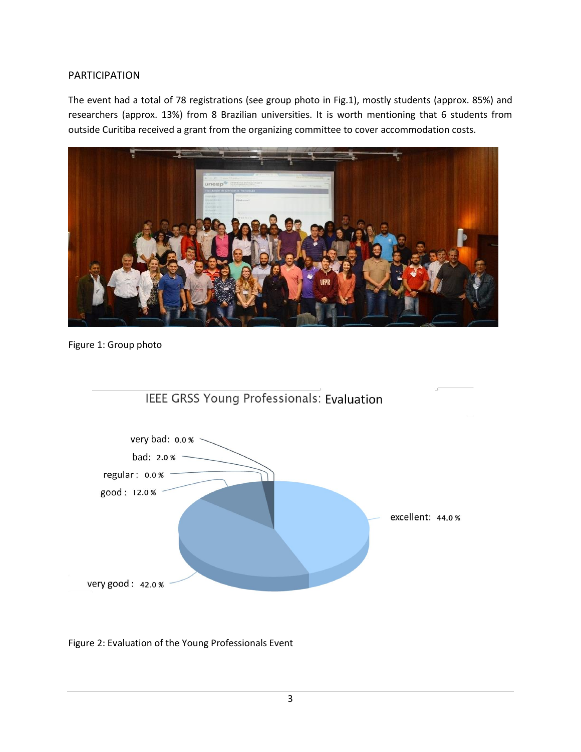PARTICIPATION

The event had a total of 78 registrations (see group photo in Fig.1), mostly students (approx. 85%) and researchers (approx. 13%) from 8 Brazilian universities. It is worth mentioning that 6 students from outside Curitiba received a grant from the organizing committee to cover accommodation costs.

Figure 1: Group photo

Figure 2: Evaluation of the Young Professionals Event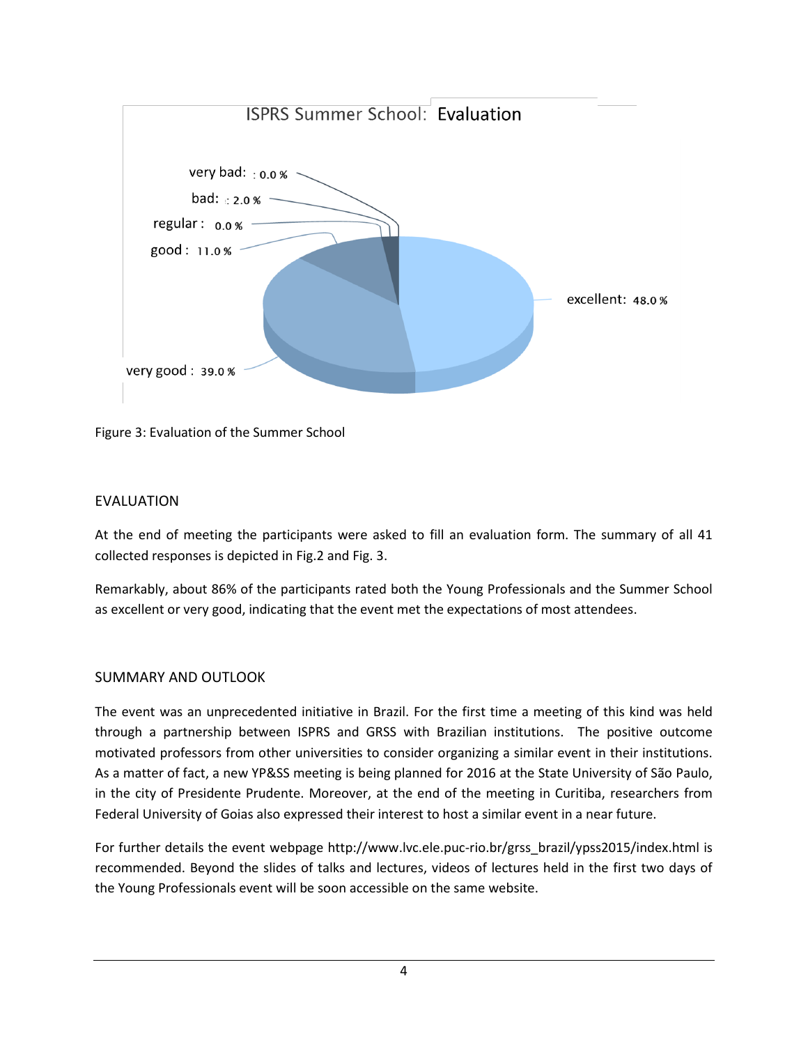ISPRS Summer School: Evaluation

very bad: : 0.0 %

bad: : 2.0 %

regular : 0.0 %

good : 11.0 %

excellent: 48.0 %

very good : 39.0 %

Figure 3: Evaluation of the Summer School

## EVALUATION

At the end of meeting the participants were asked to fill an evaluation form. The summary of all 41 collected responses is depicted in Fig.2 and Fig. 3.

Remarkably, about 86% of the participants rated both the Young Professionals and the Summer School as excellent or very good, indicating that the event met the expectations of most attendees.

## SUMMARY AND OUTLOOK

The event was an unprecedented initiative in Brazil. For the first time a meeting of this kind was held through a partnership between ISPRS and GRSS with Brazilian institutions. The positive outcome motivated professors from other universities to consider organizing a similar event in their institutions. As a matter of fact, a new YP&SS meeting is being planned for 2016 at the State University of São Paulo, in the city of Presidente Prudente. Moreover, at the end of the meeting in Curitiba, researchers from Federal University of Goias also expressed their interest to host a similar event in a near future.

For further details the event webpage http://www.lvc.ele.puc-rio.br/grss_brazil/ypss2015/index.html is recommended. Beyond the slides of talks and lectures, videos of lectures held in the first two days of the Young Professionals event will be soon accessible on the same website.